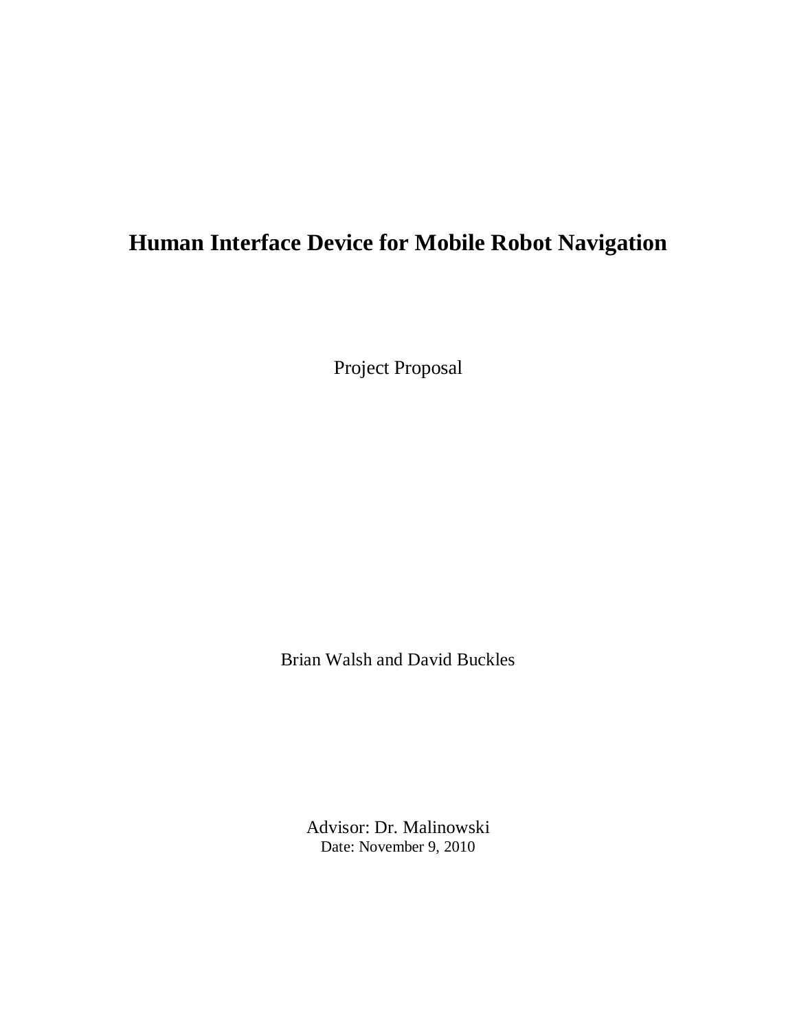# Human Interface Device for Mobile Robot Navigation

Project Proposal

Brian Walsh and David Buckles

Advisor: Dr. Malinowski

Date: November 9, 2010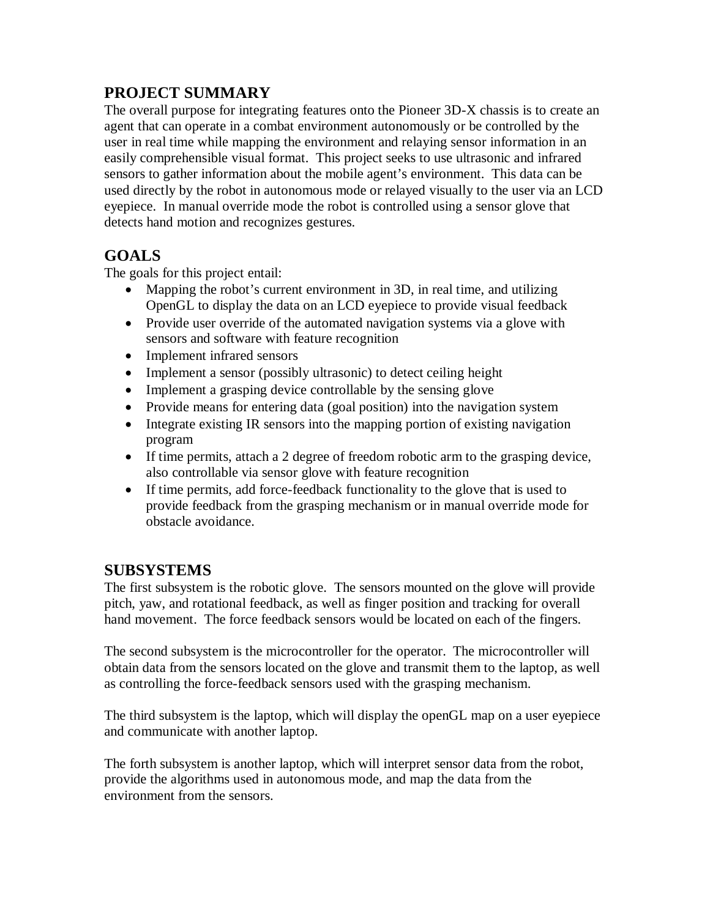## PROJECT SUMMARY

The overall purpose for integrating features onto the Pioneer 3D-X chassis is to create an agent that can operate in a combat environment autonomously or be controlled by the user in real time while mapping the environment and relaying sensor information in an easily comprehensible visual format. This project seeks to use ultrasonic and infrared sensors to gather information about the mobile agent's environment. This data can be used directly by the robot in autonomous mode or relayed visually to the user via an LCD eyepiece. In manual override mode the robot is controlled using a sensor glove that detects hand motion and recognizes gestures.

## GOALS

The goals for this project entail:

- Mapping the robot's current environment in 3D, in real time, and utilizing OpenGL to display the data on an LCD eyepiece to provide visual feedback
- Provide user override of the automated navigation systems via a glove with sensors and software with feature recognition
- Implement infrared sensors
- Implement a sensor (possibly ultrasonic) to detect ceiling height
- Implement a grasping device controllable by the sensing glove
- Provide means for entering data (goal position) into the navigation system
- Integrate existing IR sensors into the mapping portion of existing navigation program
- If time permits, attach a 2 degree of freedom robotic arm to the grasping device, also controllable via sensor glove with feature recognition
- If time permits, add force-feedback functionality to the glove that is used to provide feedback from the grasping mechanism or in manual override mode for obstacle avoidance.

## SUBSYSTEMS

The first subsystem is the robotic glove. The sensors mounted on the glove will provide pitch, yaw, and rotational feedback, as well as finger position and tracking for overall hand movement. The force feedback sensors would be located on each of the fingers.

The second subsystem is the microcontroller for the operator. The microcontroller will obtain data from the sensors located on the glove and transmit them to the laptop, as well as controlling the force-feedback sensors used with the grasping mechanism.

The third subsystem is the laptop, which will display the openGL map on a user eyepiece and communicate with another laptop.

The forth subsystem is another laptop, which will interpret sensor data from the robot, provide the algorithms used in autonomous mode, and map the data from the environment from the sensors.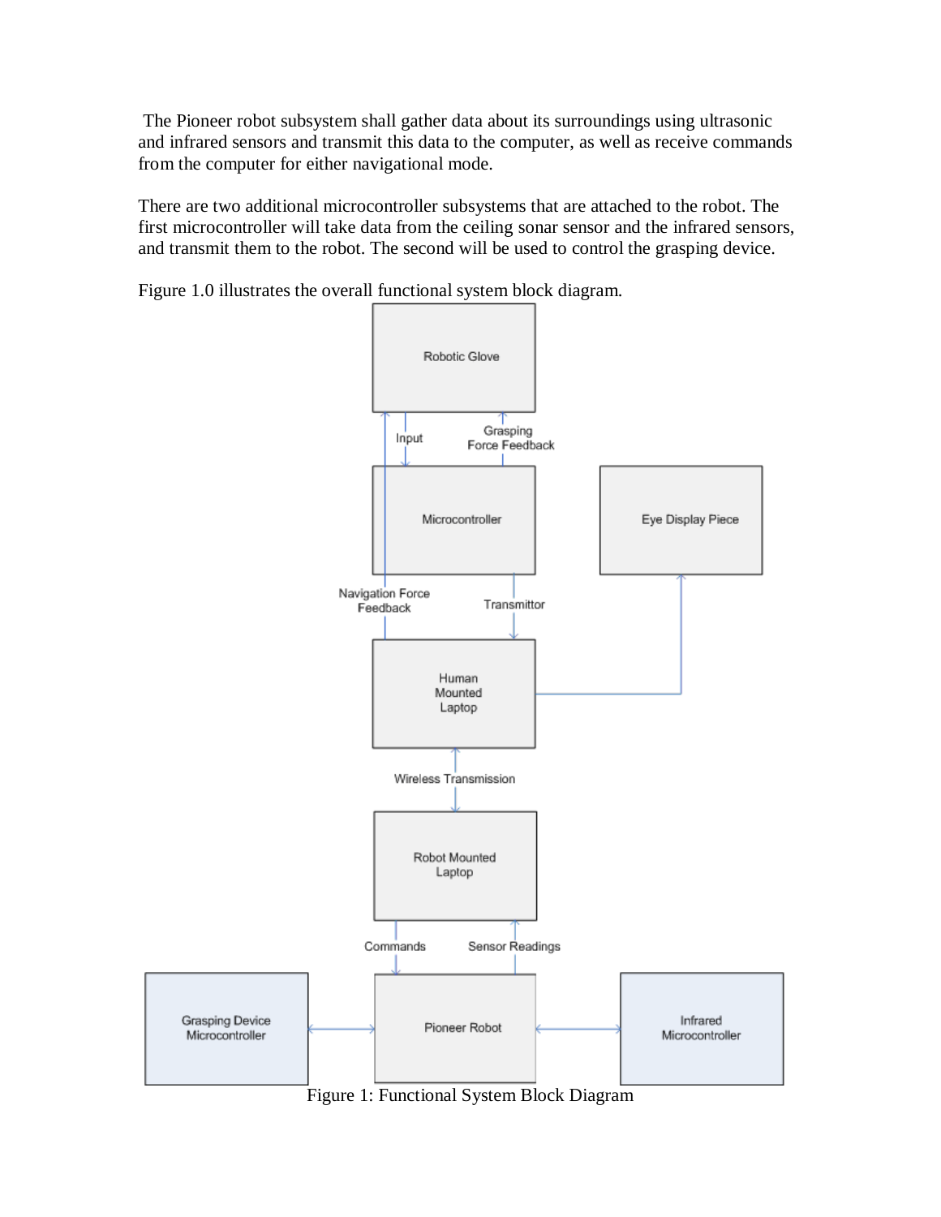The Pioneer robot subsystem shall gather data about its surroundings using ultrasonic and infrared sensors and transmit this data to the computer, as well as receive commands from the computer for either navigational mode.

There are two additional microcontroller subsystems that are attached to the robot. The first microcontroller will take data from the ceiling sonar sensor and the infrared sensors, and transmit them to the robot. The second will be used to control the grasping device.

Figure 1.0 illustrates the overall functional system block diagram.

Figure 1: Functional System Block Diagram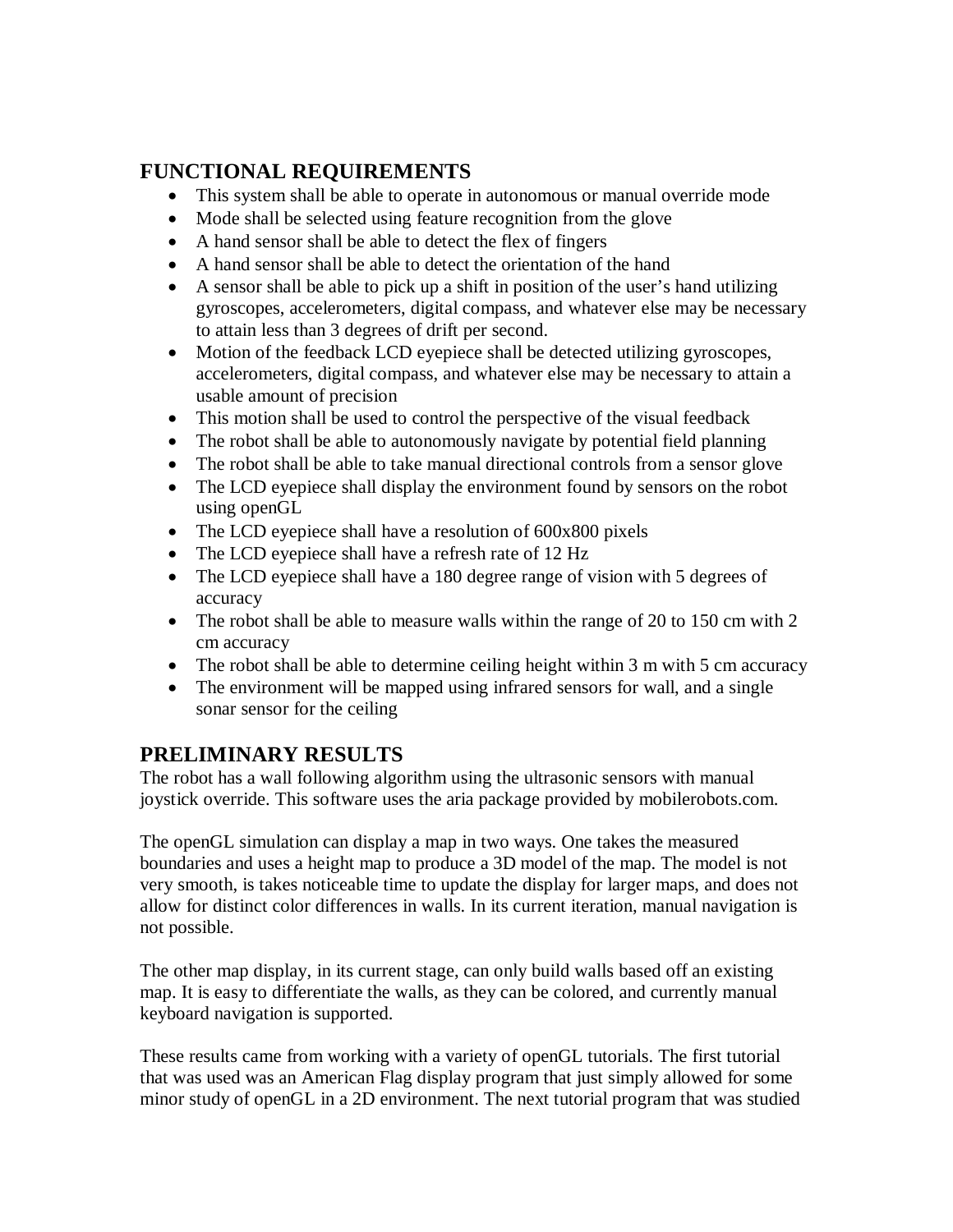## FUNCTIONAL REQUIREMENTS

- This system shall be able to operate in autonomous or manual override mode
- Mode shall be selected using feature recognition from the glove
- A hand sensor shall be able to detect the flex of fingers
- A hand sensor shall be able to detect the orientation of the hand
- A sensor shall be able to pick up a shift in position of the user's hand utilizing gyroscopes, accelerometers, digital compass, and whatever else may be necessary to attain less than 3 degrees of drift per second.
- Motion of the feedback LCD eyepiece shall be detected utilizing gyroscopes, accelerometers, digital compass, and whatever else may be necessary to attain a usable amount of precision
- This motion shall be used to control the perspective of the visual feedback
- The robot shall be able to autonomously navigate by potential field planning
- The robot shall be able to take manual directional controls from a sensor glove
- The LCD eyepiece shall display the environment found by sensors on the robot using openGL
- The LCD eyepiece shall have a resolution of 600x800 pixels
- The LCD eyepiece shall have a refresh rate of 12 Hz
- The LCD eyepiece shall have a 180 degree range of vision with 5 degrees of accuracy
- The robot shall be able to measure walls within the range of 20 to 150 cm with 2 cm accuracy
- The robot shall be able to determine ceiling height within 3 m with 5 cm accuracy
- The environment will be mapped using infrared sensors for wall, and a single sonar sensor for the ceiling

## PRELIMINARY RESULTS

The robot has a wall following algorithm using the ultrasonic sensors with manual joystick override. This software uses the aria package provided by mobilerobots.com.

The openGL simulation can display a map in two ways. One takes the measured boundaries and uses a height map to produce a 3D model of the map. The model is not very smooth, is takes noticeable time to update the display for larger maps, and does not allow for distinct color differences in walls. In its current iteration, manual navigation is not possible.

The other map display, in its current stage, can only build walls based off an existing map. It is easy to differentiate the walls, as they can be colored, and currently manual keyboard navigation is supported.

These results came from working with a variety of openGL tutorials. The first tutorial that was used was an American Flag display program that just simply allowed for some minor study of openGL in a 2D environment. The next tutorial program that was studied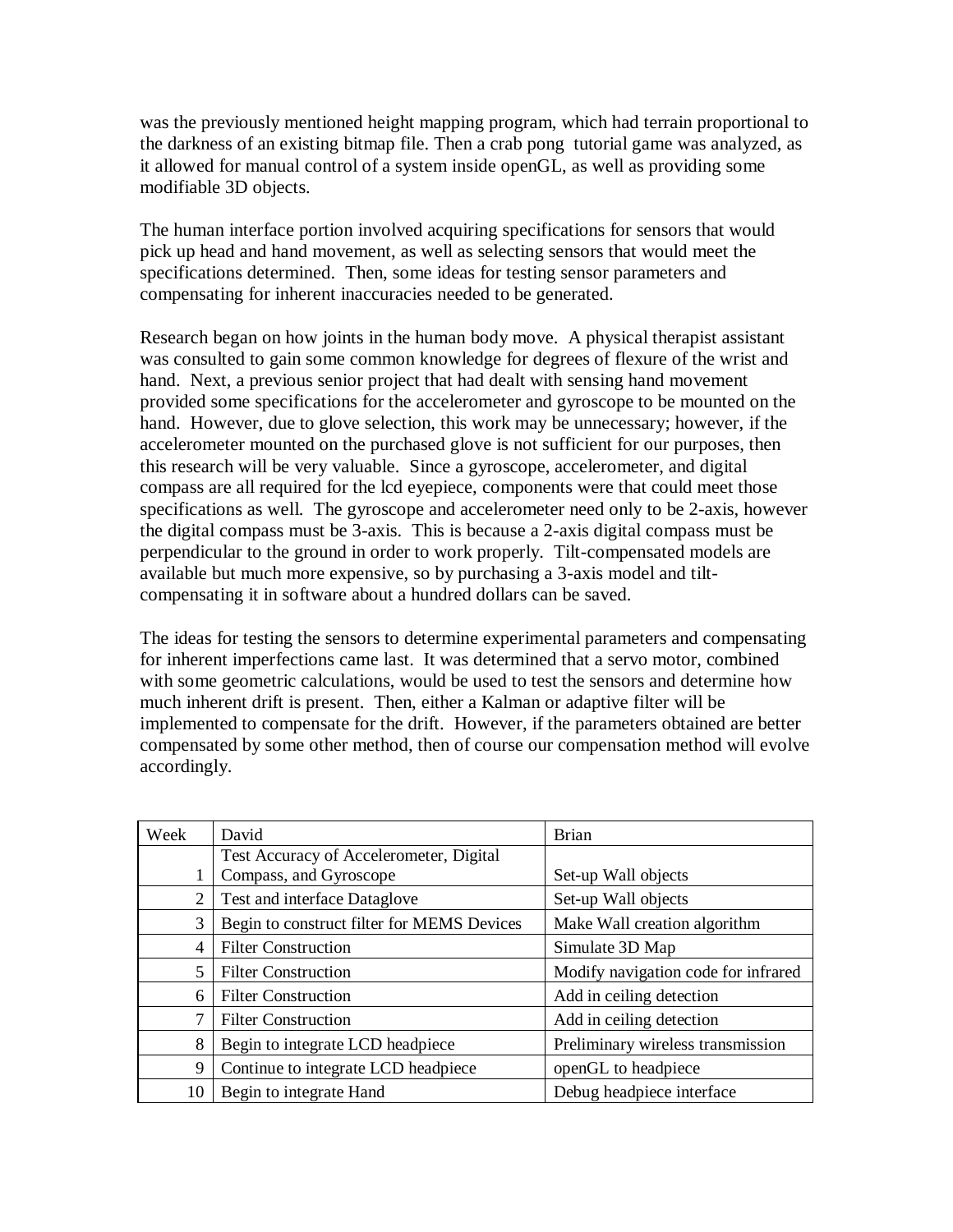was the previously mentioned height mapping program, which had terrain proportional to the darkness of an existing bitmap file. Then a crab pong tutorial game was analyzed, as it allowed for manual control of a system inside openGL, as well as providing some modifiable 3D objects.

The human interface portion involved acquiring specifications for sensors that would pick up head and hand movement, as well as selecting sensors that would meet the specifications determined. Then, some ideas for testing sensor parameters and compensating for inherent inaccuracies needed to be generated.

Research began on how joints in the human body move. A physical therapist assistant was consulted to gain some common knowledge for degrees of flexure of the wrist and hand. Next, a previous senior project that had dealt with sensing hand movement provided some specifications for the accelerometer and gyroscope to be mounted on the hand. However, due to glove selection, this work may be unnecessary; however, if the accelerometer mounted on the purchased glove is not sufficient for our purposes, then this research will be very valuable. Since a gyroscope, accelerometer, and digital compass are all required for the lcd eyepiece, components were that could meet those specifications as well. The gyroscope and accelerometer need only to be 2-axis, however the digital compass must be 3-axis. This is because a 2-axis digital compass must be perpendicular to the ground in order to work properly. Tilt-compensated models are available but much more expensive, so by purchasing a 3-axis model and tilt-compensating it in software about a hundred dollars can be saved.

The ideas for testing the sensors to determine experimental parameters and compensating for inherent imperfections came last. It was determined that a servo motor, combined with some geometric calculations, would be used to test the sensors and determine how much inherent drift is present. Then, either a Kalman or adaptive filter will be implemented to compensate for the drift. However, if the parameters obtained are better compensated by some other method, then of course our compensation method will evolve accordingly.

| Week | David | Brian |
| --- | --- | --- |
| 1 | Test Accuracy of Accelerometer, Digital Compass, and Gyroscope | Set-up Wall objects |
| 2 | Test and interface Dataglove | Set-up Wall objects |
| 3 | Begin to construct filter for MEMS Devices | Make Wall creation algorithm |
| 4 | Filter Construction | Simulate 3D Map |
| 5 | Filter Construction | Modify navigation code for infrared |
| 6 | Filter Construction | Add in ceiling detection |
| 7 | Filter Construction | Add in ceiling detection |
| 8 | Begin to integrate LCD headpiece | Preliminary wireless transmission |
| 9 | Continue to integrate LCD headpiece | openGL to headpiece |
| 10 | Begin to integrate Hand | Debug headpiece interface |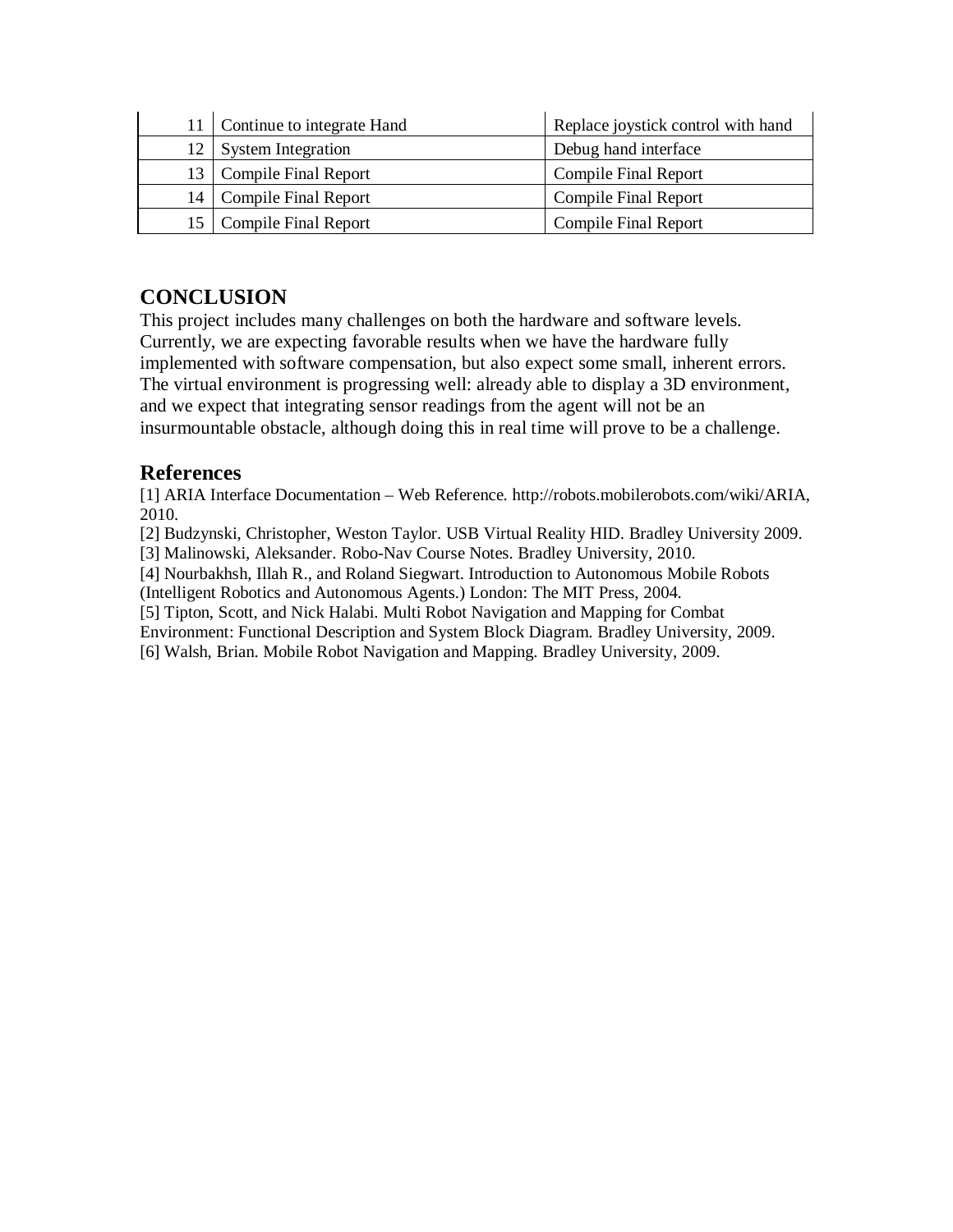| | | |
|---|---|---|
| 11 | Continue to integrate Hand | Replace joystick control with hand |
| 12 | System Integration | Debug hand interface |
| 13 | Compile Final Report | Compile Final Report |
| 14 | Compile Final Report | Compile Final Report |
| 15 | Compile Final Report | Compile Final Report |

## CONCLUSION

This project includes many challenges on both the hardware and software levels. Currently, we are expecting favorable results when we have the hardware fully implemented with software compensation, but also expect some small, inherent errors. The virtual environment is progressing well: already able to display a 3D environment, and we expect that integrating sensor readings from the agent will not be an insurmountable obstacle, although doing this in real time will prove to be a challenge.

## References

[1] ARIA Interface Documentation – Web Reference. http://robots.mobilerobots.com/wiki/ARIA, 2010.

[2] Budzynski, Christopher, Weston Taylor. USB Virtual Reality HID. Bradley University 2009.

[3] Malinowski, Aleksander. Robo-Nav Course Notes. Bradley University, 2010.

[4] Nourbakhsh, Illah R., and Roland Siegwart. Introduction to Autonomous Mobile Robots (Intelligent Robotics and Autonomous Agents.) London: The MIT Press, 2004.

[5] Tipton, Scott, and Nick Halabi. Multi Robot Navigation and Mapping for Combat Environment: Functional Description and System Block Diagram. Bradley University, 2009.

[6] Walsh, Brian. Mobile Robot Navigation and Mapping. Bradley University, 2009.